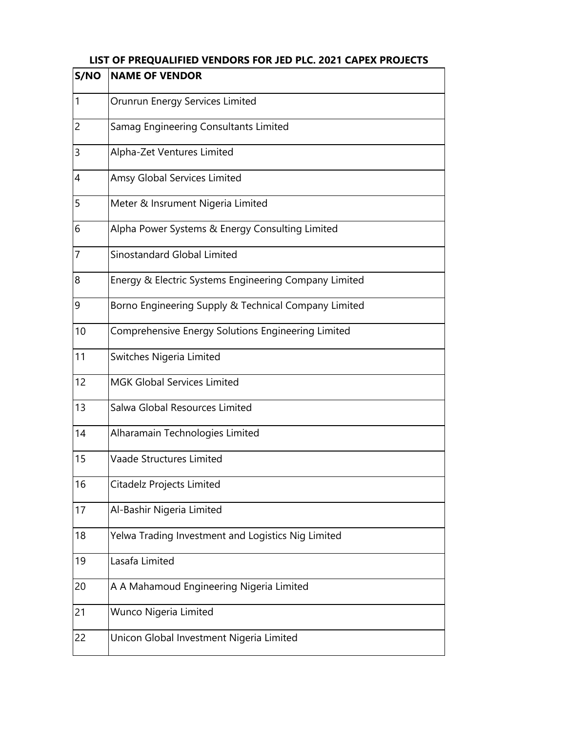**LIST OF PREQUALIFIED VENDORS FOR JED PLC. 2021 CAPEX PROJECTS**

| S/NO | NAME OF VENDOR |
|---|---|
| 1 | Orunrun Energy Services Limited |
| 2 | Samag Engineering Consultants Limited |
| 3 | Alpha-Zet Ventures Limited |
| 4 | Amsy Global Services Limited |
| 5 | Meter & Insrument Nigeria Limited |
| 6 | Alpha Power Systems & Energy Consulting Limited |
| 7 | Sinostandard Global Limited |
| 8 | Energy & Electric Systems Engineering Company Limited |
| 9 | Borno Engineering Supply & Technical Company Limited |
| 10 | Comprehensive Energy Solutions Engineering Limited |
| 11 | Switches Nigeria Limited |
| 12 | MGK Global Services Limited |
| 13 | Salwa Global Resources Limited |
| 14 | Alharamain Technologies Limited |
| 15 | Vaade Structures Limited |
| 16 | Citadelz Projects Limited |
| 17 | Al-Bashir Nigeria Limited |
| 18 | Yelwa Trading Investment and Logistics Nig Limited |
| 19 | Lasafa Limited |
| 20 | A A Mahamoud Engineering Nigeria Limited |
| 21 | Wunco Nigeria Limited |
| 22 | Unicon Global Investment Nigeria Limited |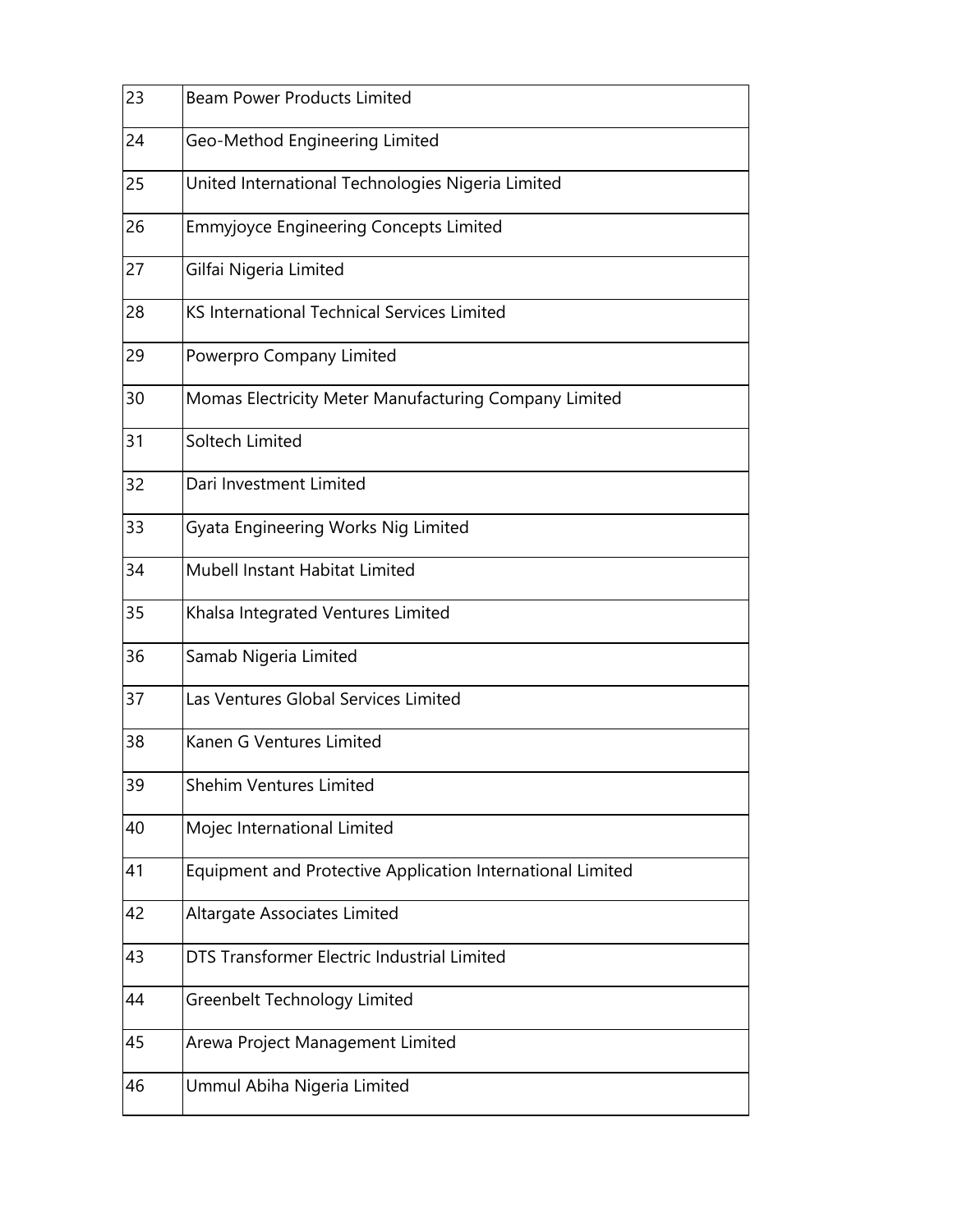| | |
|---|---|
| 23 | Beam Power Products Limited |
| 24 | Geo-Method Engineering Limited |
| 25 | United International Technologies Nigeria Limited |
| 26 | Emmyjoyce Engineering Concepts Limited |
| 27 | Gilfai Nigeria Limited |
| 28 | KS International Technical Services Limited |
| 29 | Powerpro Company Limited |
| 30 | Momas Electricity Meter Manufacturing Company Limited |
| 31 | Soltech Limited |
| 32 | Dari Investment Limited |
| 33 | Gyata Engineering Works Nig Limited |
| 34 | Mubell Instant Habitat Limited |
| 35 | Khalsa Integrated Ventures Limited |
| 36 | Samab Nigeria Limited |
| 37 | Las Ventures Global Services Limited |
| 38 | Kanen G Ventures Limited |
| 39 | Shehim Ventures Limited |
| 40 | Mojec International Limited |
| 41 | Equipment and Protective Application International Limited |
| 42 | Altargate Associates Limited |
| 43 | DTS Transformer Electric Industrial Limited |
| 44 | Greenbelt Technology Limited |
| 45 | Arewa Project Management Limited |
| 46 | Ummul Abiha Nigeria Limited |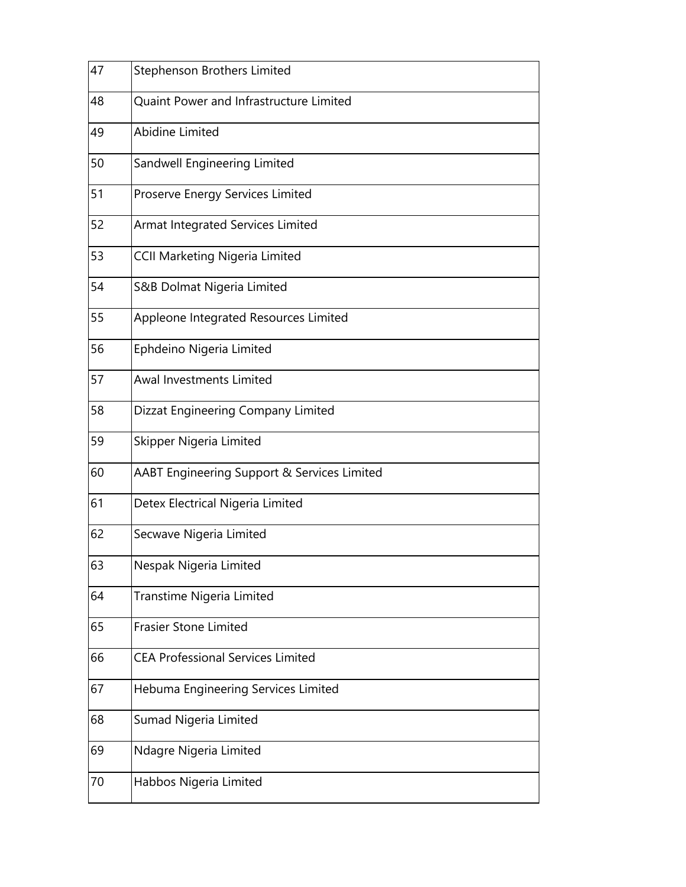| | |
|---|---|
| 47 | Stephenson Brothers Limited |
| 48 | Quaint Power and Infrastructure Limited |
| 49 | Abidine Limited |
| 50 | Sandwell Engineering Limited |
| 51 | Proserve Energy Services Limited |
| 52 | Armat Integrated Services Limited |
| 53 | CCII Marketing Nigeria Limited |
| 54 | S&B Dolmat Nigeria Limited |
| 55 | Appleone Integrated Resources Limited |
| 56 | Ephdeino Nigeria Limited |
| 57 | Awal Investments Limited |
| 58 | Dizzat Engineering Company Limited |
| 59 | Skipper Nigeria Limited |
| 60 | AABT Engineering Support & Services Limited |
| 61 | Detex Electrical Nigeria Limited |
| 62 | Secwave Nigeria Limited |
| 63 | Nespak Nigeria Limited |
| 64 | Transtime Nigeria Limited |
| 65 | Frasier Stone Limited |
| 66 | CEA Professional Services Limited |
| 67 | Hebuma Engineering Services Limited |
| 68 | Sumad Nigeria Limited |
| 69 | Ndagre Nigeria Limited |
| 70 | Habbos Nigeria Limited |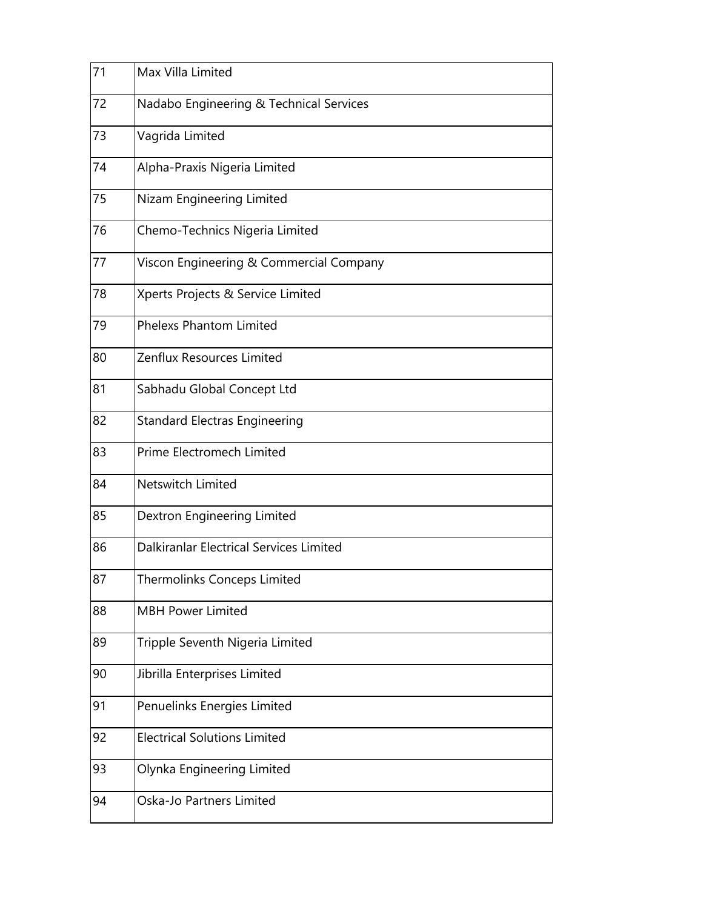| | |
|---|---|
| 71 | Max Villa Limited |
| 72 | Nadabo Engineering & Technical Services |
| 73 | Vagrida Limited |
| 74 | Alpha-Praxis Nigeria Limited |
| 75 | Nizam Engineering Limited |
| 76 | Chemo-Technics Nigeria Limited |
| 77 | Viscon Engineering & Commercial Company |
| 78 | Xperts Projects & Service Limited |
| 79 | Phelexs Phantom Limited |
| 80 | Zenflux Resources Limited |
| 81 | Sabhadu Global Concept Ltd |
| 82 | Standard Electras Engineering |
| 83 | Prime Electromech Limited |
| 84 | Netswitch Limited |
| 85 | Dextron Engineering Limited |
| 86 | Dalkiranlar Electrical Services Limited |
| 87 | Thermolinks Conceps Limited |
| 88 | MBH Power Limited |
| 89 | Tripple Seventh Nigeria Limited |
| 90 | Jibrilla Enterprises Limited |
| 91 | Penuelinks Energies Limited |
| 92 | Electrical Solutions Limited |
| 93 | Olynka Engineering Limited |
| 94 | Oska-Jo Partners Limited |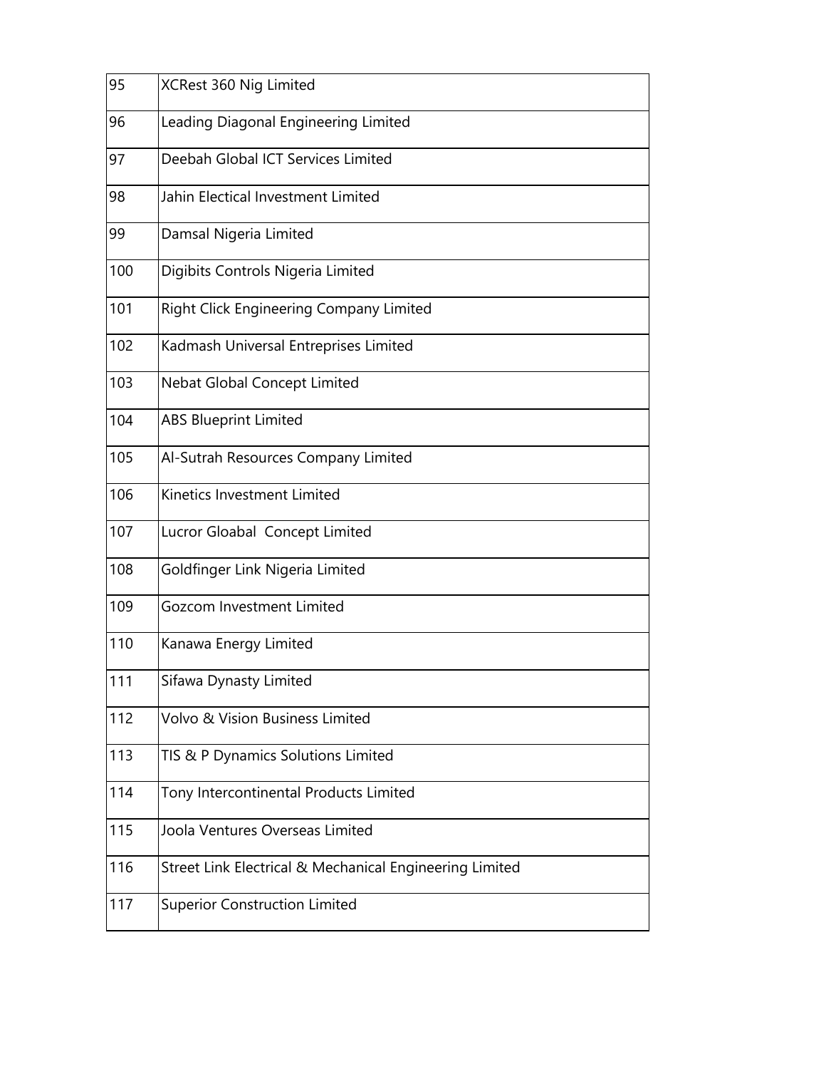| | |
|---|---|
| 95 | XCRest 360 Nig Limited |
| 96 | Leading Diagonal Engineering Limited |
| 97 | Deebah Global ICT Services Limited |
| 98 | Jahin Electical Investment Limited |
| 99 | Damsal Nigeria Limited |
| 100 | Digibits Controls Nigeria Limited |
| 101 | Right Click Engineering Company Limited |
| 102 | Kadmash Universal Entreprises Limited |
| 103 | Nebat Global Concept Limited |
| 104 | ABS Blueprint Limited |
| 105 | Al-Sutrah Resources Company Limited |
| 106 | Kinetics Investment Limited |
| 107 | Lucror Gloabal  Concept Limited |
| 108 | Goldfinger Link Nigeria Limited |
| 109 | Gozcom Investment Limited |
| 110 | Kanawa Energy Limited |
| 111 | Sifawa Dynasty Limited |
| 112 | Volvo & Vision Business Limited |
| 113 | TIS & P Dynamics Solutions Limited |
| 114 | Tony Intercontinental Products Limited |
| 115 | Joola Ventures Overseas Limited |
| 116 | Street Link Electrical & Mechanical Engineering Limited |
| 117 | Superior Construction Limited |